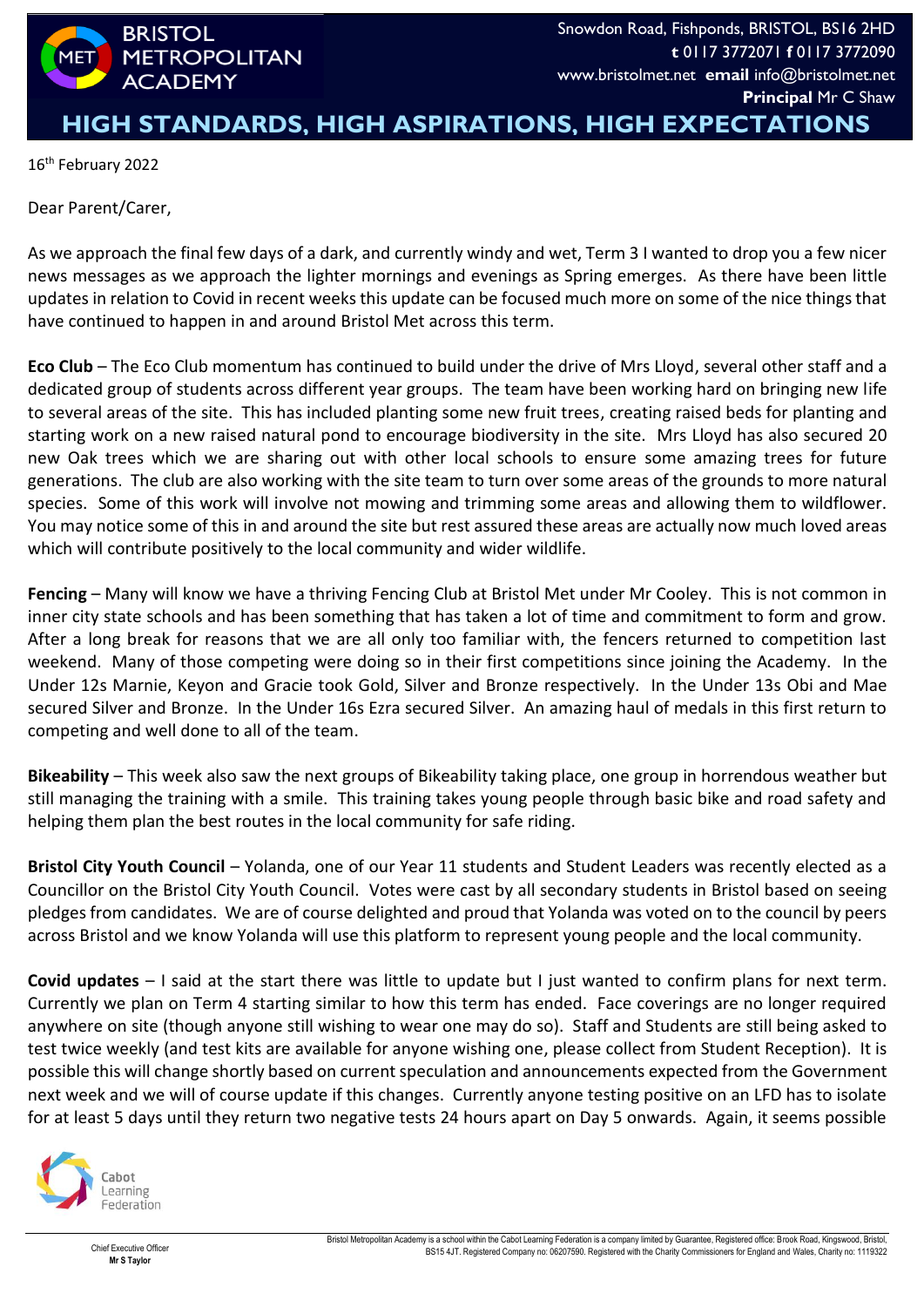# BRISTOL METROPOLITAN ACADEMY

Snowdon Road, Fishponds, BRISTOL, BS16 2HD
**t** 0117 3772071 **f** 0117 3772090
www.bristolmet.net **email** info@bristolmet.net
**Principal** Mr C Shaw

## HIGH STANDARDS, HIGH ASPIRATIONS, HIGH EXPECTATIONS

16th February 2022

Dear Parent/Carer,

As we approach the final few days of a dark, and currently windy and wet, Term 3 I wanted to drop you a few nicer news messages as we approach the lighter mornings and evenings as Spring emerges. As there have been little updates in relation to Covid in recent weeks this update can be focused much more on some of the nice things that have continued to happen in and around Bristol Met across this term.

**Eco Club** – The Eco Club momentum has continued to build under the drive of Mrs Lloyd, several other staff and a dedicated group of students across different year groups. The team have been working hard on bringing new life to several areas of the site. This has included planting some new fruit trees, creating raised beds for planting and starting work on a new raised natural pond to encourage biodiversity in the site. Mrs Lloyd has also secured 20 new Oak trees which we are sharing out with other local schools to ensure some amazing trees for future generations. The club are also working with the site team to turn over some areas of the grounds to more natural species. Some of this work will involve not mowing and trimming some areas and allowing them to wildflower. You may notice some of this in and around the site but rest assured these areas are actually now much loved areas which will contribute positively to the local community and wider wildlife.

**Fencing** – Many will know we have a thriving Fencing Club at Bristol Met under Mr Cooley. This is not common in inner city state schools and has been something that has taken a lot of time and commitment to form and grow. After a long break for reasons that we are all only too familiar with, the fencers returned to competition last weekend. Many of those competing were doing so in their first competitions since joining the Academy. In the Under 12s Marnie, Keyon and Gracie took Gold, Silver and Bronze respectively. In the Under 13s Obi and Mae secured Silver and Bronze. In the Under 16s Ezra secured Silver. An amazing haul of medals in this first return to competing and well done to all of the team.

**Bikeability** – This week also saw the next groups of Bikeability taking place, one group in horrendous weather but still managing the training with a smile. This training takes young people through basic bike and road safety and helping them plan the best routes in the local community for safe riding.

**Bristol City Youth Council** – Yolanda, one of our Year 11 students and Student Leaders was recently elected as a Councillor on the Bristol City Youth Council. Votes were cast by all secondary students in Bristol based on seeing pledges from candidates. We are of course delighted and proud that Yolanda was voted on to the council by peers across Bristol and we know Yolanda will use this platform to represent young people and the local community.

**Covid updates** – I said at the start there was little to update but I just wanted to confirm plans for next term. Currently we plan on Term 4 starting similar to how this term has ended. Face coverings are no longer required anywhere on site (though anyone still wishing to wear one may do so). Staff and Students are still being asked to test twice weekly (and test kits are available for anyone wishing one, please collect from Student Reception). It is possible this will change shortly based on current speculation and announcements expected from the Government next week and we will of course update if this changes. Currently anyone testing positive on an LFD has to isolate for at least 5 days until they return two negative tests 24 hours apart on Day 5 onwards. Again, it seems possible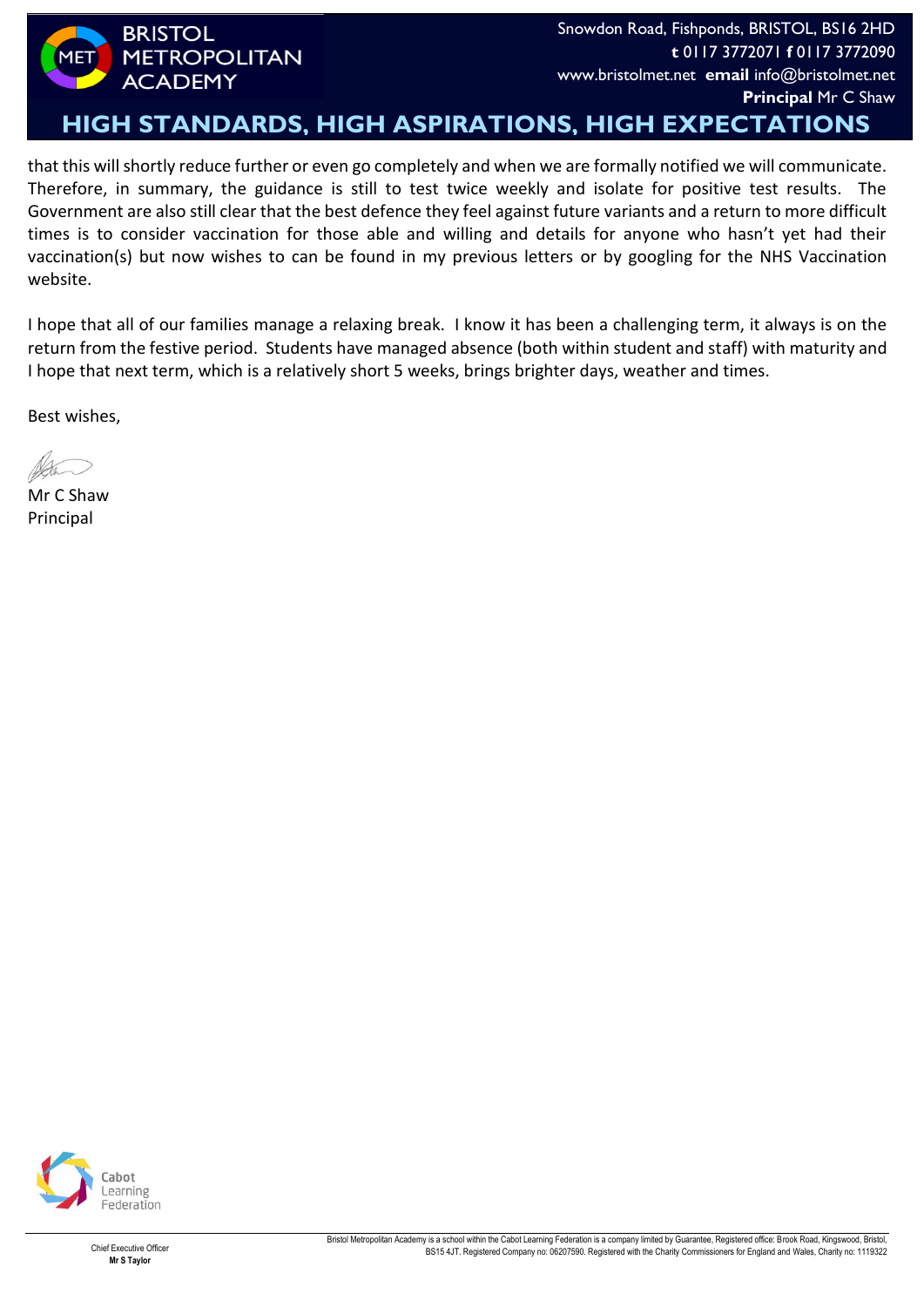that this will shortly reduce further or even go completely and when we are formally notified we will communicate. Therefore, in summary, the guidance is still to test twice weekly and isolate for positive test results. The Government are also still clear that the best defence they feel against future variants and a return to more difficult times is to consider vaccination for those able and willing and details for anyone who hasn't yet had their vaccination(s) but now wishes to can be found in my previous letters or by googling for the NHS Vaccination website.

I hope that all of our families manage a relaxing break. I know it has been a challenging term, it always is on the return from the festive period. Students have managed absence (both within student and staff) with maturity and I hope that next term, which is a relatively short 5 weeks, brings brighter days, weather and times.

Best wishes,

Mr C Shaw
Principal